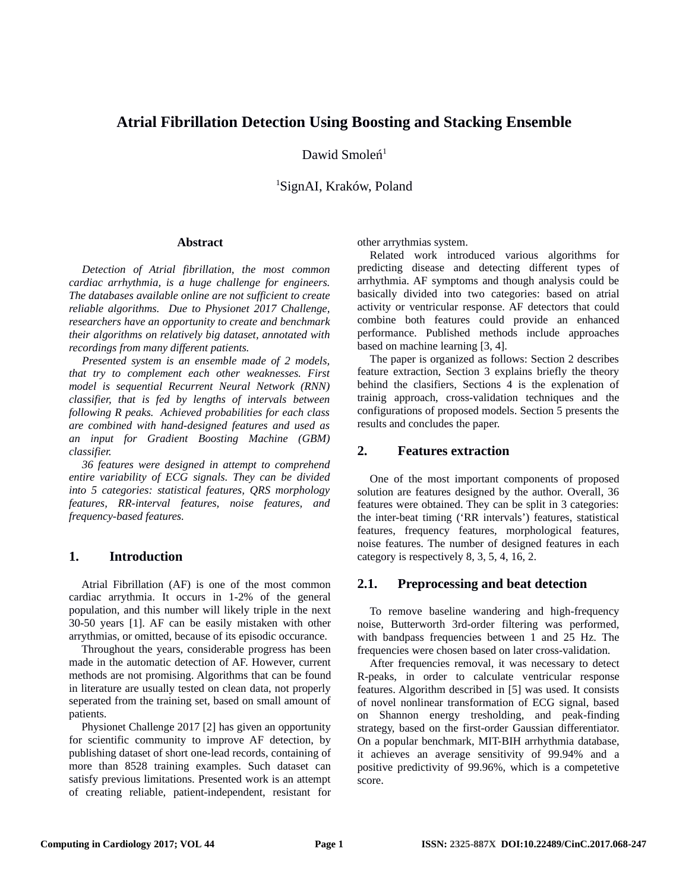# Atrial Fibrillation Detection Using Boosting and Stacking Ensemble

Dawid Smoleń[1]

[1]SignAI, Kraków, Poland

## Abstract

*Detection of Atrial fibrillation, the most common cardiac arrhythmia, is a huge challenge for engineers. The databases available online are not sufficient to create reliable algorithms. Due to Physionet 2017 Challenge, researchers have an opportunity to create and benchmark their algorithms on relatively big dataset, annotated with recordings from many different patients.*

*Presented system is an ensemble made of 2 models, that try to complement each other weaknesses. First model is sequential Recurrent Neural Network (RNN) classifier, that is fed by lengths of intervals between following R peaks. Achieved probabilities for each class are combined with hand-designed features and used as an input for Gradient Boosting Machine (GBM) classifier.*

*36 features were designed in attempt to comprehend entire variability of ECG signals. They can be divided into 5 categories: statistical features, QRS morphology features, RR-interval features, noise features, and frequency-based features.*

## 1. Introduction

Atrial Fibrillation (AF) is one of the most common cardiac arrythmia. It occurs in 1-2% of the general population, and this number will likely triple in the next 30-50 years [1]. AF can be easily mistaken with other arrythmias, or omitted, because of its episodic occurance.

Throughout the years, considerable progress has been made in the automatic detection of AF. However, current methods are not promising. Algorithms that can be found in literature are usually tested on clean data, not properly seperated from the training set, based on small amount of patients.

Physionet Challenge 2017 [2] has given an opportunity for scientific community to improve AF detection, by publishing dataset of short one-lead records, containing of more than 8528 training examples. Such dataset can satisfy previous limitations. Presented work is an attempt of creating reliable, patient-independent, resistant for other arrythmias system.

Related work introduced various algorithms for predicting disease and detecting different types of arrhythmia. AF symptoms and though analysis could be basically divided into two categories: based on atrial activity or ventricular response. AF detectors that could combine both features could provide an enhanced performance. Published methods include approaches based on machine learning [3, 4].

The paper is organized as follows: Section 2 describes feature extraction, Section 3 explains briefly the theory behind the clasifiers, Sections 4 is the explenation of trainig approach, cross-validation techniques and the configurations of proposed models. Section 5 presents the results and concludes the paper.

## 2. Features extraction

One of the most important components of proposed solution are features designed by the author. Overall, 36 features were obtained. They can be split in 3 categories: the inter-beat timing ('RR intervals') features, statistical features, frequency features, morphological features, noise features. The number of designed features in each category is respectively 8, 3, 5, 4, 16, 2.

### 2.1. Preprocessing and beat detection

To remove baseline wandering and high-frequency noise, Butterworth 3rd-order filtering was performed, with bandpass frequencies between 1 and 25 Hz. The frequencies were chosen based on later cross-validation.

After frequencies removal, it was necessary to detect R-peaks, in order to calculate ventricular response features. Algorithm described in [5] was used. It consists of novel nonlinear transformation of ECG signal, based on Shannon energy tresholding, and peak-finding strategy, based on the first-order Gaussian differentiator. On a popular benchmark, MIT-BIH arrhythmia database, it achieves an average sensitivity of 99.94% and a positive predictivity of 99.96%, which is a competetive score.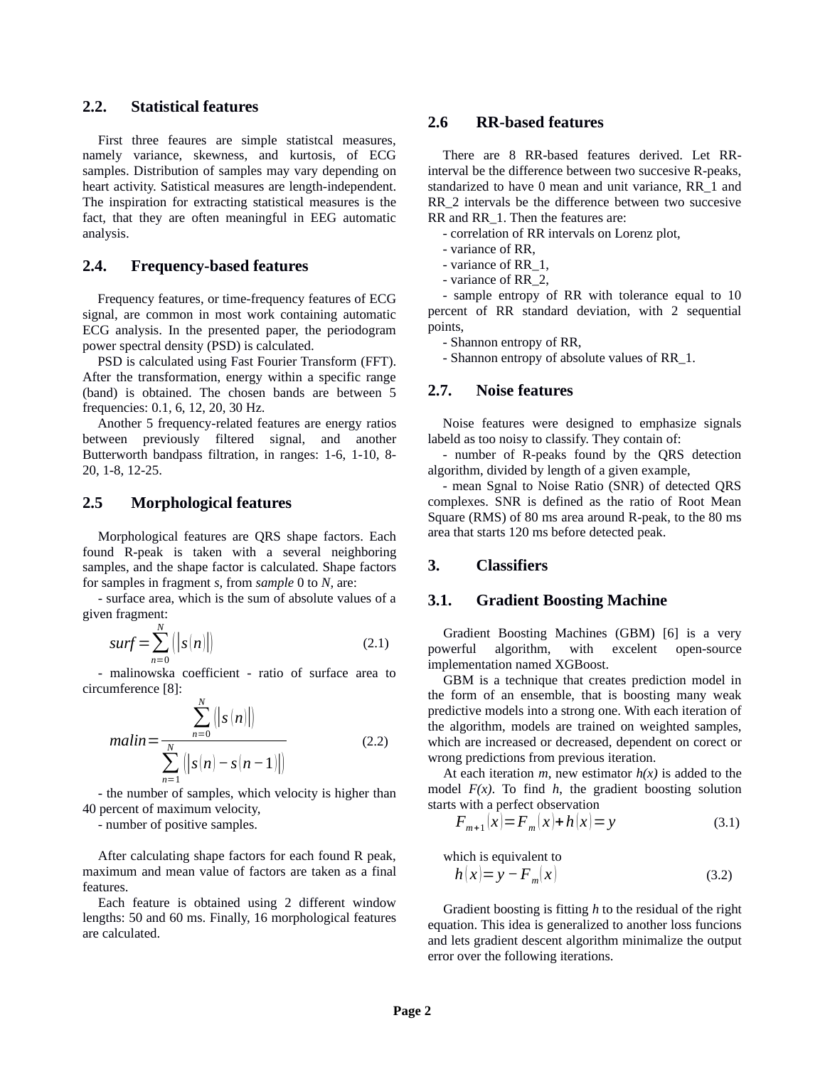## 2.2. Statistical features

First three feaures are simple statistcal measures, namely variance, skewness, and kurtosis, of ECG samples. Distribution of samples may vary depending on heart activity. Satistical measures are length-independent. The inspiration for extracting statistical measures is the fact, that they are often meaningful in EEG automatic analysis.

## 2.4. Frequency-based features

Frequency features, or time-frequency features of ECG signal, are common in most work containing automatic ECG analysis. In the presented paper, the periodogram power spectral density (PSD) is calculated.

PSD is calculated using Fast Fourier Transform (FFT). After the transformation, energy within a specific range (band) is obtained. The chosen bands are between 5 frequencies: 0.1, 6, 12, 20, 30 Hz.

Another 5 frequency-related features are energy ratios between previously filtered signal, and another Butterworth bandpass filtration, in ranges: 1-6, 1-10, 8-20, 1-8, 12-25.

## 2.5 Morphological features

Morphological features are QRS shape factors. Each found R-peak is taken with a several neighboring samples, and the shape factor is calculated. Shape factors for samples in fragment *s*, from *sample* 0 to *N*, are:

- surface area, which is the sum of absolute values of a given fragment:

$$surf = \sum_{n=0}^{N} \left( \left| s(n) \right| \right) \tag{2.1}$$

- malinowska coefficient - ratio of surface area to circumference [8]:

$$malin = \frac{\sum_{n=0}^{N} \left( \left| s(n) \right| \right)}{\sum_{n=1}^{N} \left( \left| s(n) - s(n-1) \right| \right)} \tag{2.2}$$

- the number of samples, which velocity is higher than 40 percent of maximum velocity,
- number of positive samples.

After calculating shape factors for each found R peak, maximum and mean value of factors are taken as a final features.

Each feature is obtained using 2 different window lengths: 50 and 60 ms. Finally, 16 morphological features are calculated.

## 2.6 RR-based features

There are 8 RR-based features derived. Let RR-interval be the difference between two succesive R-peaks, standarized to have 0 mean and unit variance, RR_1 and RR_2 intervals be the difference between two succesive RR and RR_1. Then the features are:

- correlation of RR intervals on Lorenz plot,
- variance of RR,
- variance of RR_1,
- variance of RR_2,
- sample entropy of RR with tolerance equal to 10 percent of RR standard deviation, with 2 sequential points,
- Shannon entropy of RR,
- Shannon entropy of absolute values of RR_1.

## 2.7. Noise features

Noise features were designed to emphasize signals labeld as too noisy to classify. They contain of:

- number of R-peaks found by the QRS detection algorithm, divided by length of a given example,
- mean Sgnal to Noise Ratio (SNR) of detected QRS complexes. SNR is defined as the ratio of Root Mean Square (RMS) of 80 ms area around R-peak, to the 80 ms area that starts 120 ms before detected peak.

# 3. Classifiers

## 3.1. Gradient Boosting Machine

Gradient Boosting Machines (GBM) [6] is a very powerful algorithm, with excelent open-source implementation named XGBoost.

GBM is a technique that creates prediction model in the form of an ensemble, that is boosting many weak predictive models into a strong one. With each iteration of the algorithm, models are trained on weighted samples, which are increased or decreased, dependent on corect or wrong predictions from previous iteration.

At each iteration *m*, new estimator *h(x)* is added to the model *F(x)*. To find *h*, the gradient boosting solution starts with a perfect observation

$$F_{m+1}(x) = F_m(x) + h(x) = y \tag{3.1}$$

which is equivalent to

$$h(x) = y - F_m(x) \tag{3.2}$$

Gradient boosting is fitting *h* to the residual of the right equation. This idea is generalized to another loss funcions and lets gradient descent algorithm minimalize the output error over the following iterations.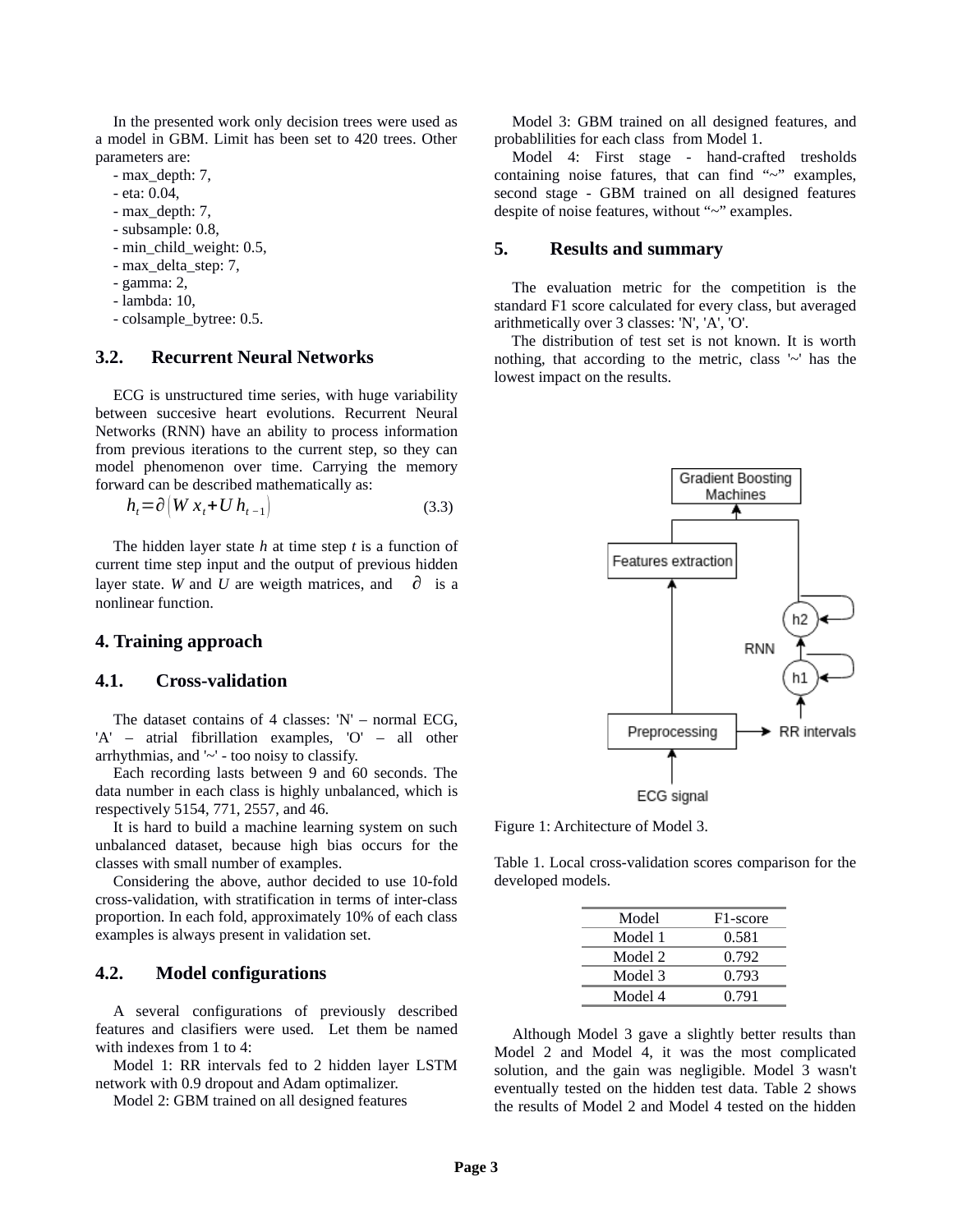In the presented work only decision trees were used as a model in GBM. Limit has been set to 420 trees. Other parameters are:

- max_depth: 7,
- eta: 0.04,
- max_depth: 7,
- subsample: 0.8,
- min_child_weight: 0.5,
- max_delta_step: 7,
- gamma: 2,
- lambda: 10,
- colsample_bytree: 0.5.

## 3.2. Recurrent Neural Networks

ECG is unstructured time series, with huge variability between succesive heart evolutions. Recurrent Neural Networks (RNN) have an ability to process information from previous iterations to the current step, so they can model phenomenon over time. Carrying the memory forward can be described mathematically as:

$$h_t = \partial\left(W x_t + U h_{t-1}\right) \tag{3.3}$$

The hidden layer state $h$ at time step $t$ is a function of current time step input and the output of previous hidden layer state. $W$ and $U$ are weigth matrices, and $\partial$ is a nonlinear function.

# 4. Training approach

## 4.1. Cross-validation

The dataset contains of 4 classes: 'N' – normal ECG, 'A' – atrial fibrillation examples, 'O' – all other arrhythmias, and '~' - too noisy to classify.

Each recording lasts between 9 and 60 seconds. The data number in each class is highly unbalanced, which is respectively 5154, 771, 2557, and 46.

It is hard to build a machine learning system on such unbalanced dataset, because high bias occurs for the classes with small number of examples.

Considering the above, author decided to use 10-fold cross-validation, with stratification in terms of inter-class proportion. In each fold, approximately 10% of each class examples is always present in validation set.

## 4.2. Model configurations

A several configurations of previously described features and clasifiers were used. Let them be named with indexes from 1 to 4:

Model 1: RR intervals fed to 2 hidden layer LSTM network with 0.9 dropout and Adam optimalizer.

Model 2: GBM trained on all designed features

Model 3: GBM trained on all designed features, and probablilities for each class from Model 1.

Model 4: First stage - hand-crafted tresholds containing noise fatures, that can find "~" examples, second stage - GBM trained on all designed features despite of noise features, without "~" examples.

# 5. Results and summary

The evaluation metric for the competition is the standard F1 score calculated for every class, but averaged arithmetically over 3 classes: 'N', 'A', 'O'.

The distribution of test set is not known. It is worth nothing, that according to the metric, class '~' has the lowest impact on the results.

Figure 1: Architecture of Model 3.

Table 1. Local cross-validation scores comparison for the developed models.

| Model | F1-score |
|---|---|
| Model 1 | 0.581 |
| Model 2 | 0.792 |
| Model 3 | 0.793 |
| Model 4 | 0.791 |

Although Model 3 gave a slightly better results than Model 2 and Model 4, it was the most complicated solution, and the gain was negligible. Model 3 wasn't eventually tested on the hidden test data. Table 2 shows the results of Model 2 and Model 4 tested on the hidden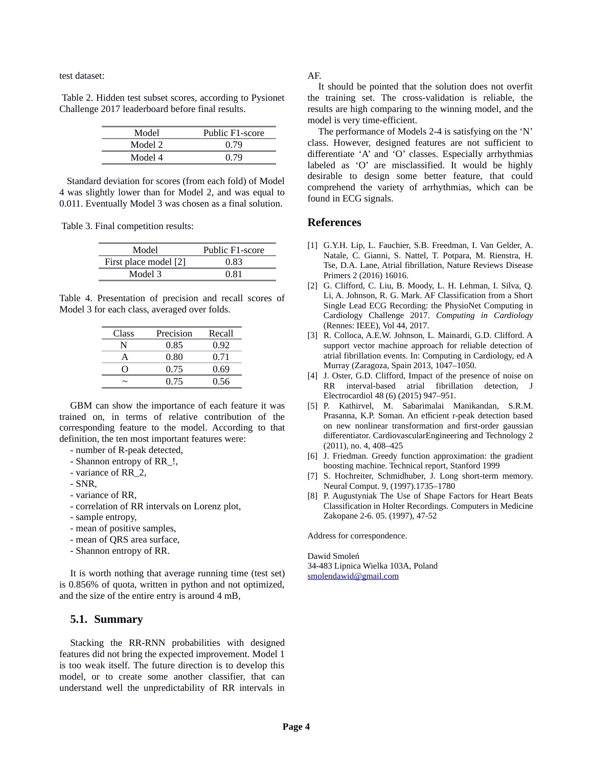test dataset:

Table 2. Hidden test subset scores, according to Pysionet Challenge 2017 leaderboard before final results.

| Model | Public F1-score |
|---|---|
| Model 2 | 0.79 |
| Model 4 | 0.79 |

Standard deviation for scores (from each fold) of Model 4 was slightly lower than for Model 2, and was equal to 0.011. Eventually Model 3 was chosen as a final solution.

Table 3. Final competition results:

| Model | Public F1-score |
|---|---|
| First place model [2] | 0.83 |
| Model 3 | 0.81 |

Table 4. Presentation of precision and recall scores of Model 3 for each class, averaged over folds.

| Class | Precision | Recall |
|---|---|---|
| N | 0.85 | 0.92 |
| A | 0.80 | 0.71 |
| O | 0.75 | 0.69 |
| ~ | 0.75 | 0.56 |

GBM can show the importance of each feature it was trained on, in terms of relative contribution of the corresponding feature to the model. According to that definition, the ten most important features were:

- number of R-peak detected,
- Shannon entropy of RR_!,
- variance of RR_2,
- SNR,
- variance of RR,
- correlation of RR intervals on Lorenz plot,
- sample entropy,
- mean of positive samples,
- mean of QRS area surface,
- Shannon entropy of RR.

It is worth nothing that average running time (test set) is 0.856% of quota, written in python and not optimized, and the size of the entire entry is around 4 mB,

### 5.1. Summary

Stacking the RR-RNN probabilities with designed features did not bring the expected improvement. Model 1 is too weak itself. The future direction is to develop this model, or to create some another classifier, that can understand well the unpredictability of RR intervals in AF.

It should be pointed that the solution does not overfit the training set. The cross-validation is reliable, the results are high comparing to the winning model, and the model is very time-efficient.

The performance of Models 2-4 is satisfying on the 'N' class. However, designed features are not sufficient to differentiate 'A' and 'O' classes. Especially arrhythmias labeled as 'O' are misclassified. It would be highly desirable to design some better feature, that could comprehend the variety of arrhythmias, which can be found in ECG signals.

## References

[1] G.Y.H. Lip, L. Fauchier, S.B. Freedman, I. Van Gelder, A. Natale, C. Gianni, S. Nattel, T. Potpara, M. Rienstra, H. Tse, D.A. Lane, Atrial fibrillation, Nature Reviews Disease Primers 2 (2016) 16016.

[2] G. Clifford, C. Liu, B. Moody, L. H. Lehman, I. Silva, Q. Li, A. Johnson, R. G. Mark. AF Classification from a Short Single Lead ECG Recording: the PhysioNet Computing in Cardiology Challenge 2017. *Computing in Cardiology* (Rennes: IEEE), Vol 44, 2017.

[3] R. Colloca, A.E.W. Johnson, L. Mainardi, G.D. Clifford. A support vector machine approach for reliable detection of atrial fibrillation events. In: Computing in Cardiology, ed A Murray (Zaragoza, Spain 2013, 1047–1050.

[4] J. Oster, G.D. Clifford, Impact of the presence of noise on RR interval-based atrial fibrillation detection, J Electrocardiol 48 (6) (2015) 947–951.

[5] P. Kathirvel, M. Sabarimalai Manikandan, S.R.M. Prasanna, K.P. Soman. An efficient r-peak detection based on new nonlinear transformation and first-order gaussian differentiator. CardiovascularEngineering and Technology 2 (2011), no. 4, 408–425

[6] J. Friedman. Greedy function approximation: the gradient boosting machine. Technical report, Stanford 1999

[7] S. Hochreiter, Schmidhuber, J. Long short-term memory. Neural Comput. 9, (1997).1735–1780

[8] P. Augustyniak The Use of Shape Factors for Heart Beats Classification in Holter Recordings. Computers in Medicine Zakopane 2-6. 05. (1997), 47-52

Address for correspondence.

Dawid Smoleń
34-483 Lipnica Wielka 103A, Poland
smolendawid@gmail.com